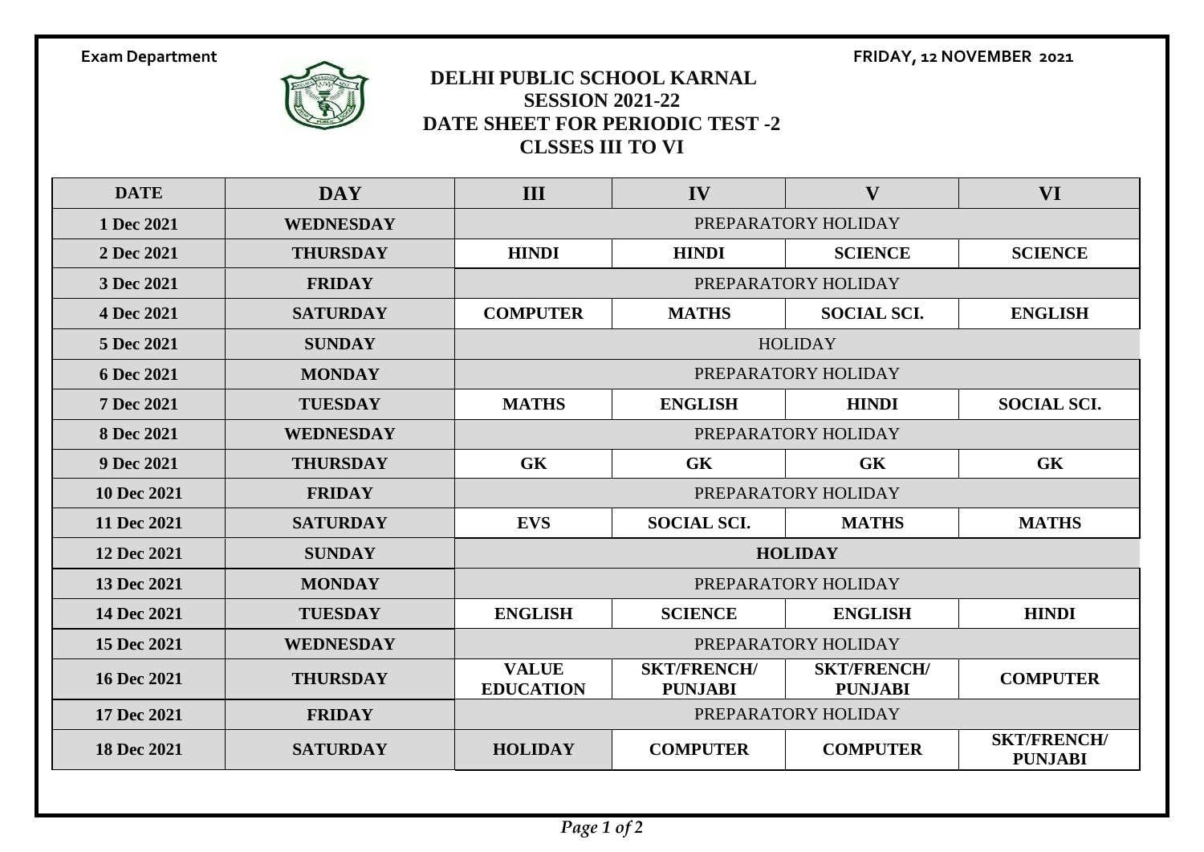Exam Department

FRIDAY, 12 NOVEMBER 2021

# DELHI PUBLIC SCHOOL KARNAL
## SESSION 2021-22
## DATE SHEET FOR PERIODIC TEST -2
## CLSSES III TO VI

| DATE | DAY | III | IV | V | VI |
|---|---|---|---|---|---|
| 1 Dec 2021 | WEDNESDAY | PREPARATORY HOLIDAY | | | |
| 2 Dec 2021 | THURSDAY | HINDI | HINDI | SCIENCE | SCIENCE |
| 3 Dec 2021 | FRIDAY | PREPARATORY HOLIDAY | | | |
| 4 Dec 2021 | SATURDAY | COMPUTER | MATHS | SOCIAL SCI. | ENGLISH |
| 5 Dec 2021 | SUNDAY | HOLIDAY | | | |
| 6 Dec 2021 | MONDAY | PREPARATORY HOLIDAY | | | |
| 7 Dec 2021 | TUESDAY | MATHS | ENGLISH | HINDI | SOCIAL SCI. |
| 8 Dec 2021 | WEDNESDAY | PREPARATORY HOLIDAY | | | |
| 9 Dec 2021 | THURSDAY | GK | GK | GK | GK |
| 10 Dec 2021 | FRIDAY | PREPARATORY HOLIDAY | | | |
| 11 Dec 2021 | SATURDAY | EVS | SOCIAL SCI. | MATHS | MATHS |
| 12 Dec 2021 | SUNDAY | HOLIDAY | | | |
| 13 Dec 2021 | MONDAY | PREPARATORY HOLIDAY | | | |
| 14 Dec 2021 | TUESDAY | ENGLISH | SCIENCE | ENGLISH | HINDI |
| 15 Dec 2021 | WEDNESDAY | PREPARATORY HOLIDAY | | | |
| 16 Dec 2021 | THURSDAY | VALUE EDUCATION | SKT/FRENCH/ PUNJABI | SKT/FRENCH/ PUNJABI | COMPUTER |
| 17 Dec 2021 | FRIDAY | PREPARATORY HOLIDAY | | | |
| 18 Dec 2021 | SATURDAY | HOLIDAY | COMPUTER | COMPUTER | SKT/FRENCH/ PUNJABI |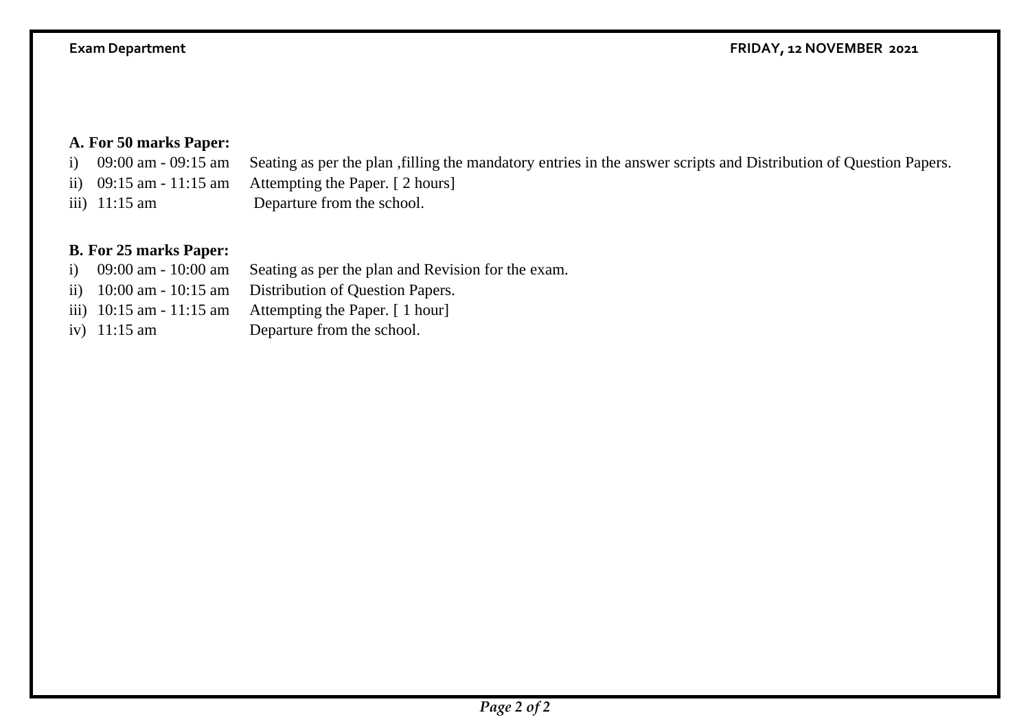**Exam Department** **FRIDAY, 12 NOVEMBER 2021**

**A. For 50 marks Paper:**

i) 09:00 am - 09:15 am Seating as per the plan ,filling the mandatory entries in the answer scripts and Distribution of Question Papers.
ii) 09:15 am - 11:15 am Attempting the Paper. [ 2 hours]
iii) 11:15 am Departure from the school.

**B. For 25 marks Paper:**

i) 09:00 am - 10:00 am Seating as per the plan and Revision for the exam.
ii) 10:00 am - 10:15 am Distribution of Question Papers.
iii) 10:15 am - 11:15 am Attempting the Paper. [ 1 hour]
iv) 11:15 am Departure from the school.